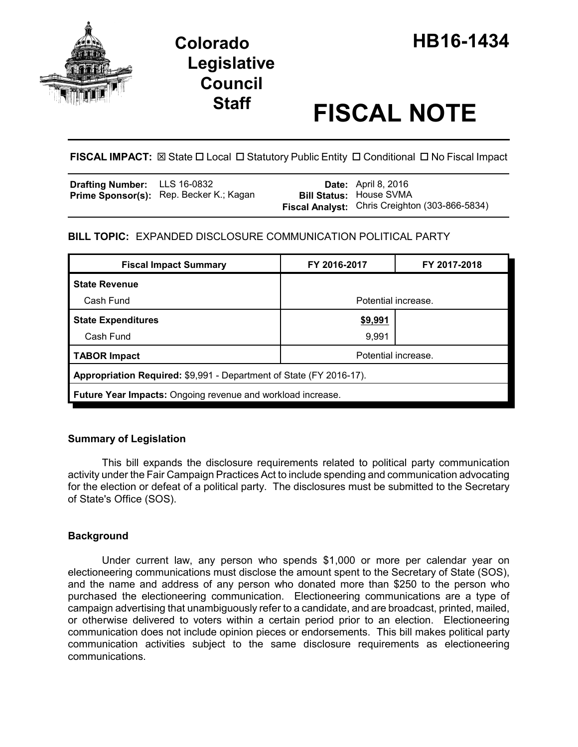# Colorado Legislative Council Staff

# HB16-1434

# FISCAL NOTE

**FISCAL IMPACT:** ☒ State ☐ Local ☐ Statutory Public Entity ☐ Conditional ☐ No Fiscal Impact

| | | | |
|---|---|---|---|
| **Drafting Number:** | LLS 16-0832 | **Date:** | April 8, 2016 |
| **Prime Sponsor(s):** | Rep. Becker K.; Kagan | **Bill Status:** | House SVMA |
| | | **Fiscal Analyst:** | Chris Creighton (303-866-5834) |

**BILL TOPIC:** EXPANDED DISCLOSURE COMMUNICATION POLITICAL PARTY

| Fiscal Impact Summary | FY 2016-2017 | FY 2017-2018 |
|---|---|---|
| **State Revenue** | | |
| Cash Fund | Potential increase. | |
| **State Expenditures** | **$9,991** | |
| Cash Fund | 9,991 | |
| **TABOR Impact** | Potential increase. | |
| **Appropriation Required:** $9,991 - Department of State (FY 2016-17). | | |
| **Future Year Impacts:** Ongoing revenue and workload increase. | | |

## Summary of Legislation

This bill expands the disclosure requirements related to political party communication activity under the Fair Campaign Practices Act to include spending and communication advocating for the election or defeat of a political party. The disclosures must be submitted to the Secretary of State's Office (SOS).

## Background

Under current law, any person who spends $1,000 or more per calendar year on electioneering communications must disclose the amount spent to the Secretary of State (SOS), and the name and address of any person who donated more than $250 to the person who purchased the electioneering communication. Electioneering communications are a type of campaign advertising that unambiguously refer to a candidate, and are broadcast, printed, mailed, or otherwise delivered to voters within a certain period prior to an election. Electioneering communication does not include opinion pieces or endorsements. This bill makes political party communication activities subject to the same disclosure requirements as electioneering communications.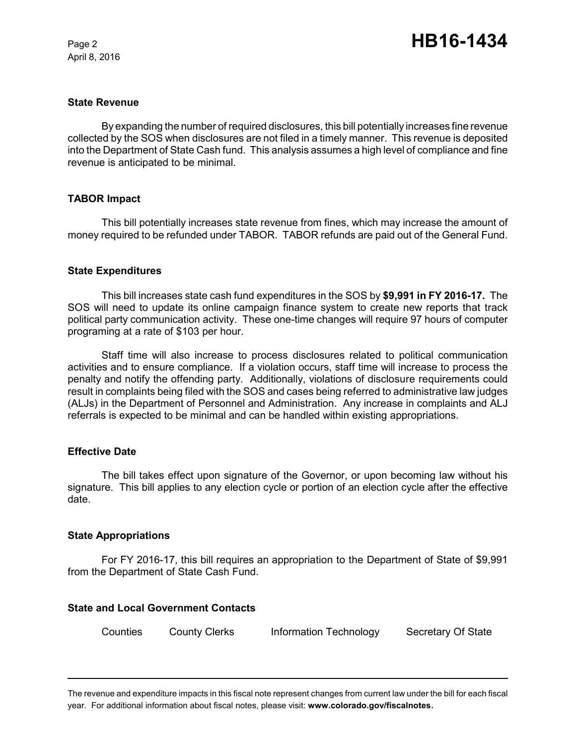### State Revenue

By expanding the number of required disclosures, this bill potentially increases fine revenue collected by the SOS when disclosures are not filed in a timely manner. This revenue is deposited into the Department of State Cash fund. This analysis assumes a high level of compliance and fine revenue is anticipated to be minimal.

### TABOR Impact

This bill potentially increases state revenue from fines, which may increase the amount of money required to be refunded under TABOR. TABOR refunds are paid out of the General Fund.

### State Expenditures

This bill increases state cash fund expenditures in the SOS by **$9,991 in FY 2016-17.** The SOS will need to update its online campaign finance system to create new reports that track political party communication activity. These one-time changes will require 97 hours of computer programing at a rate of $103 per hour.

Staff time will also increase to process disclosures related to political communication activities and to ensure compliance. If a violation occurs, staff time will increase to process the penalty and notify the offending party. Additionally, violations of disclosure requirements could result in complaints being filed with the SOS and cases being referred to administrative law judges (ALJs) in the Department of Personnel and Administration. Any increase in complaints and ALJ referrals is expected to be minimal and can be handled within existing appropriations.

### Effective Date

The bill takes effect upon signature of the Governor, or upon becoming law without his signature. This bill applies to any election cycle or portion of an election cycle after the effective date.

### State Appropriations

For FY 2016-17, this bill requires an appropriation to the Department of State of $9,991 from the Department of State Cash Fund.

### State and Local Government Contacts

Counties    County Clerks    Information Technology    Secretary Of State

The revenue and expenditure impacts in this fiscal note represent changes from current law under the bill for each fiscal year. For additional information about fiscal notes, please visit: **www.colorado.gov/fiscalnotes.**